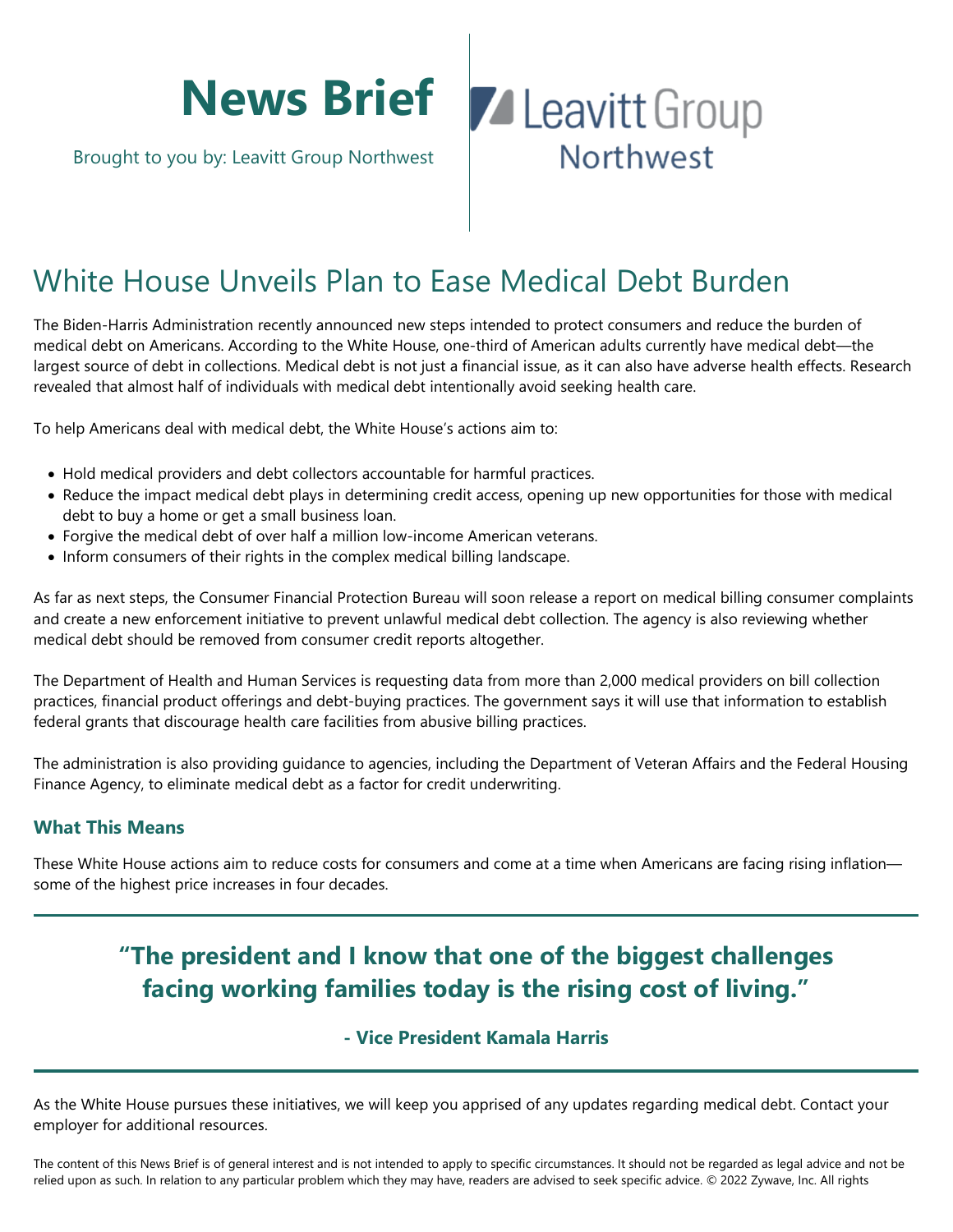# News Brief

Brought to you by: Leavitt Group Northwest

Leavitt Group Northwest

## White House Unveils Plan to Ease Medical Debt Burden

The Biden-Harris Administration recently announced new steps intended to protect consumers and reduce the burden of medical debt on Americans. According to the White House, one-third of American adults currently have medical debt—the largest source of debt in collections. Medical debt is not just a financial issue, as it can also have adverse health effects. Research revealed that almost half of individuals with medical debt intentionally avoid seeking health care.

To help Americans deal with medical debt, the White House's actions aim to:

- Hold medical providers and debt collectors accountable for harmful practices.
- Reduce the impact medical debt plays in determining credit access, opening up new opportunities for those with medical debt to buy a home or get a small business loan.
- Forgive the medical debt of over half a million low-income American veterans.
- Inform consumers of their rights in the complex medical billing landscape.

As far as next steps, the Consumer Financial Protection Bureau will soon release a report on medical billing consumer complaints and create a new enforcement initiative to prevent unlawful medical debt collection. The agency is also reviewing whether medical debt should be removed from consumer credit reports altogether.

The Department of Health and Human Services is requesting data from more than 2,000 medical providers on bill collection practices, financial product offerings and debt-buying practices. The government says it will use that information to establish federal grants that discourage health care facilities from abusive billing practices.

The administration is also providing guidance to agencies, including the Department of Veteran Affairs and the Federal Housing Finance Agency, to eliminate medical debt as a factor for credit underwriting.

### What This Means

These White House actions aim to reduce costs for consumers and come at a time when Americans are facing rising inflation—some of the highest price increases in four decades.

**"The president and I know that one of the biggest challenges facing working families today is the rising cost of living."**

**- Vice President Kamala Harris**

As the White House pursues these initiatives, we will keep you apprised of any updates regarding medical debt. Contact your employer for additional resources.

The content of this News Brief is of general interest and is not intended to apply to specific circumstances. It should not be regarded as legal advice and not be relied upon as such. In relation to any particular problem which they may have, readers are advised to seek specific advice. © 2022 Zywave, Inc. All rights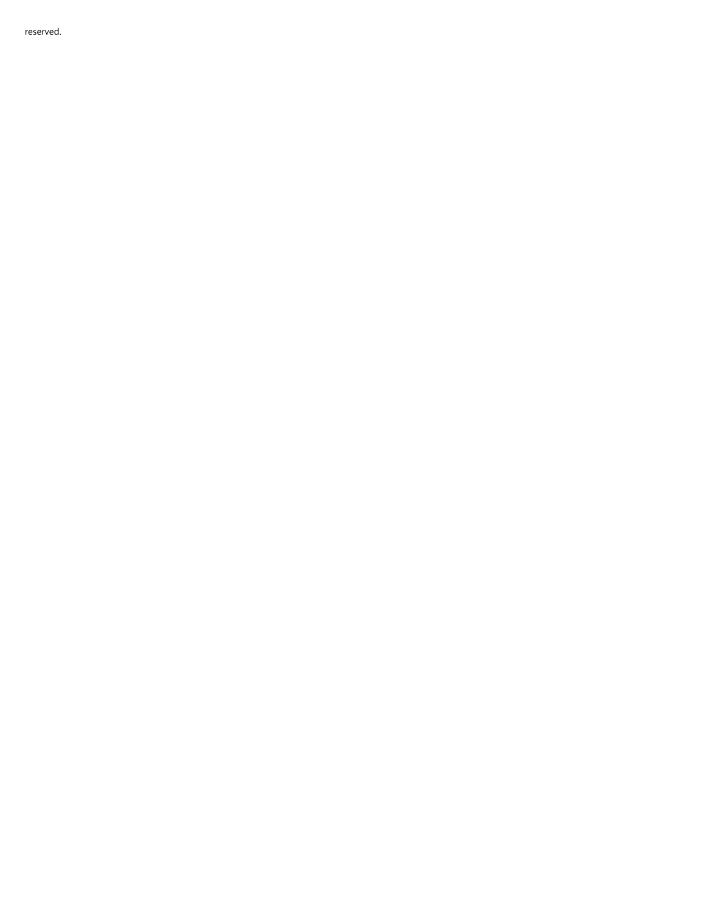reserved.